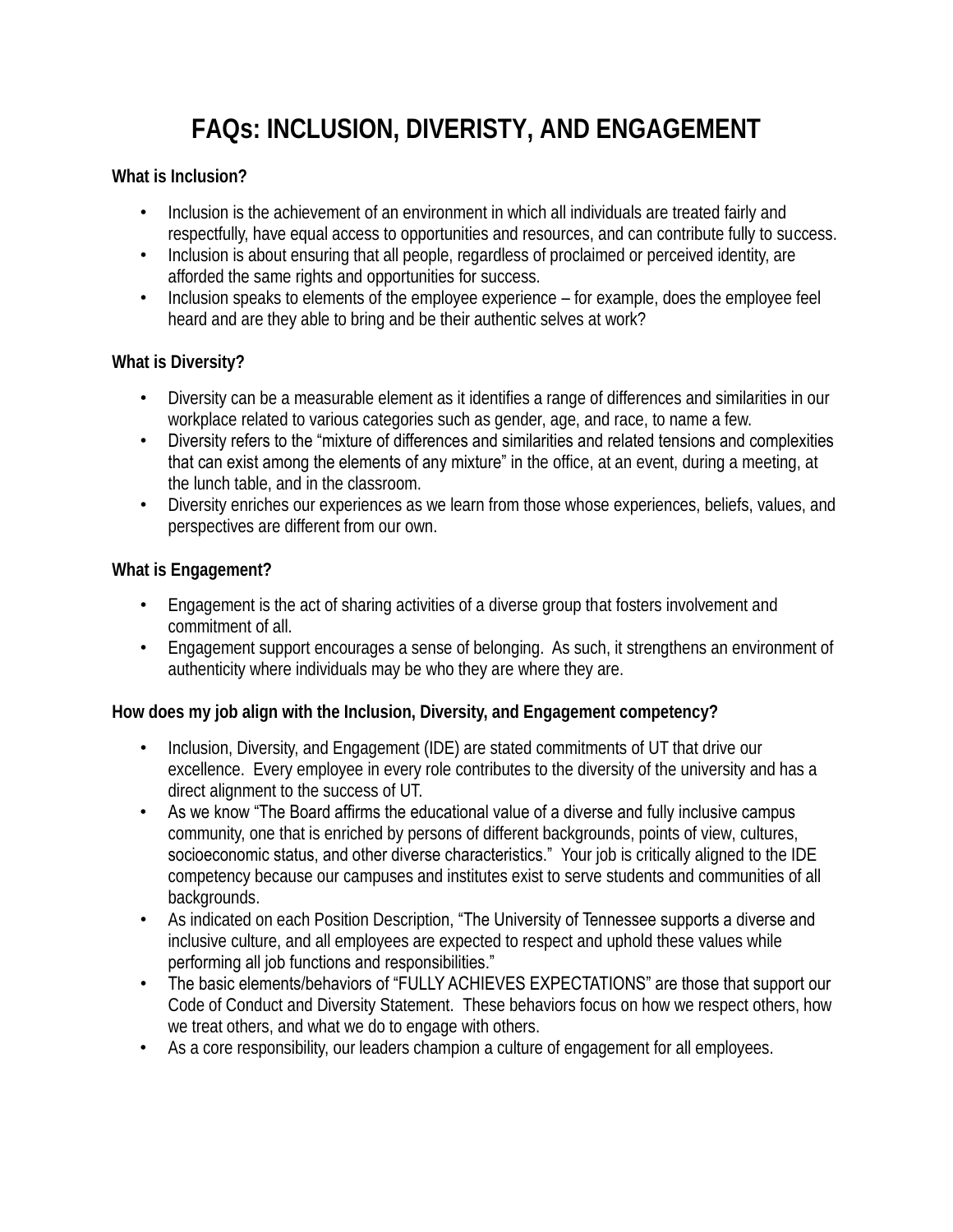# FAQs: INCLUSION, DIVERISTY, AND ENGAGEMENT

**What is Inclusion?**

- Inclusion is the achievement of an environment in which all individuals are treated fairly and respectfully, have equal access to opportunities and resources, and can contribute fully to success.
- Inclusion is about ensuring that all people, regardless of proclaimed or perceived identity, are afforded the same rights and opportunities for success.
- Inclusion speaks to elements of the employee experience – for example, does the employee feel heard and are they able to bring and be their authentic selves at work?

**What is Diversity?**

- Diversity can be a measurable element as it identifies a range of differences and similarities in our workplace related to various categories such as gender, age, and race, to name a few.
- Diversity refers to the "mixture of differences and similarities and related tensions and complexities that can exist among the elements of any mixture" in the office, at an event, during a meeting, at the lunch table, and in the classroom.
- Diversity enriches our experiences as we learn from those whose experiences, beliefs, values, and perspectives are different from our own.

**What is Engagement?**

- Engagement is the act of sharing activities of a diverse group that fosters involvement and commitment of all.
- Engagement support encourages a sense of belonging. As such, it strengthens an environment of authenticity where individuals may be who they are where they are.

**How does my job align with the Inclusion, Diversity, and Engagement competency?**

- Inclusion, Diversity, and Engagement (IDE) are stated commitments of UT that drive our excellence. Every employee in every role contributes to the diversity of the university and has a direct alignment to the success of UT.
- As we know "The Board affirms the educational value of a diverse and fully inclusive campus community, one that is enriched by persons of different backgrounds, points of view, cultures, socioeconomic status, and other diverse characteristics." Your job is critically aligned to the IDE competency because our campuses and institutes exist to serve students and communities of all backgrounds.
- As indicated on each Position Description, "The University of Tennessee supports a diverse and inclusive culture, and all employees are expected to respect and uphold these values while performing all job functions and responsibilities."
- The basic elements/behaviors of "FULLY ACHIEVES EXPECTATIONS" are those that support our Code of Conduct and Diversity Statement. These behaviors focus on how we respect others, how we treat others, and what we do to engage with others.
- As a core responsibility, our leaders champion a culture of engagement for all employees.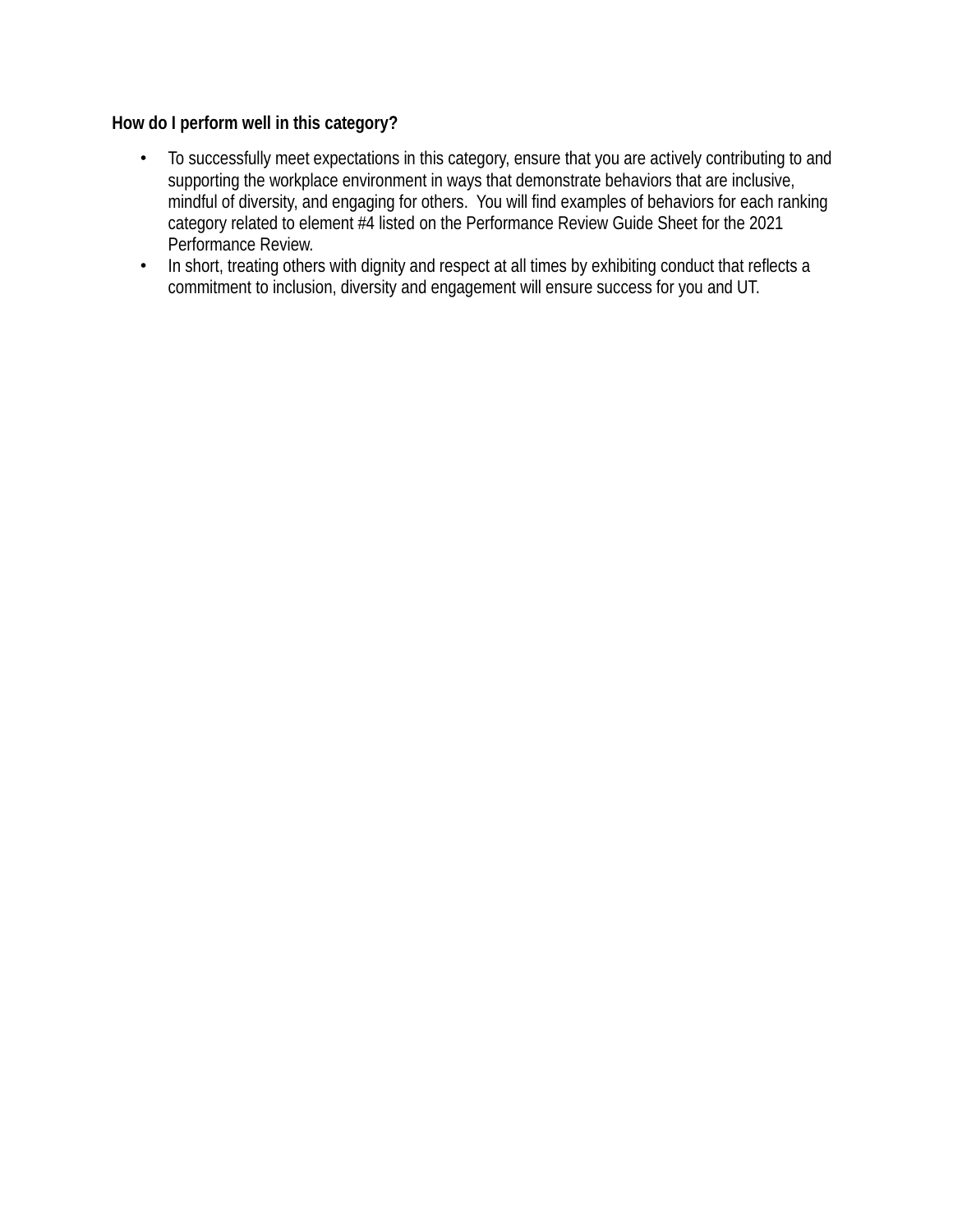**How do I perform well in this category?**

- To successfully meet expectations in this category, ensure that you are actively contributing to and supporting the workplace environment in ways that demonstrate behaviors that are inclusive, mindful of diversity, and engaging for others. You will find examples of behaviors for each ranking category related to element #4 listed on the Performance Review Guide Sheet for the 2021 Performance Review.
- In short, treating others with dignity and respect at all times by exhibiting conduct that reflects a commitment to inclusion, diversity and engagement will ensure success for you and UT.